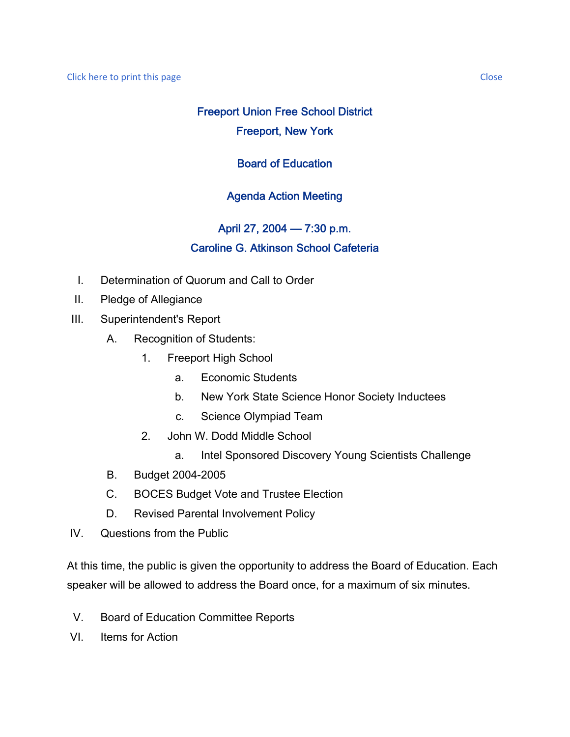Click here to print this page Close

# Freeport Union Free School District

## Freeport, New York

## Board of Education

## Agenda Action Meeting

### April 27, 2004 — 7:30 p.m.

### Caroline G. Atkinson School Cafeteria

I. Determination of Quorum and Call to Order

II. Pledge of Allegiance

III. Superintendent's Report

   A. Recognition of Students:

      1. Freeport High School

         a. Economic Students

         b. New York State Science Honor Society Inductees

         c. Science Olympiad Team

      2. John W. Dodd Middle School

         a. Intel Sponsored Discovery Young Scientists Challenge

   B. Budget 2004-2005

   C. BOCES Budget Vote and Trustee Election

   D. Revised Parental Involvement Policy

IV. Questions from the Public

At this time, the public is given the opportunity to address the Board of Education. Each speaker will be allowed to address the Board once, for a maximum of six minutes.

V. Board of Education Committee Reports

VI. Items for Action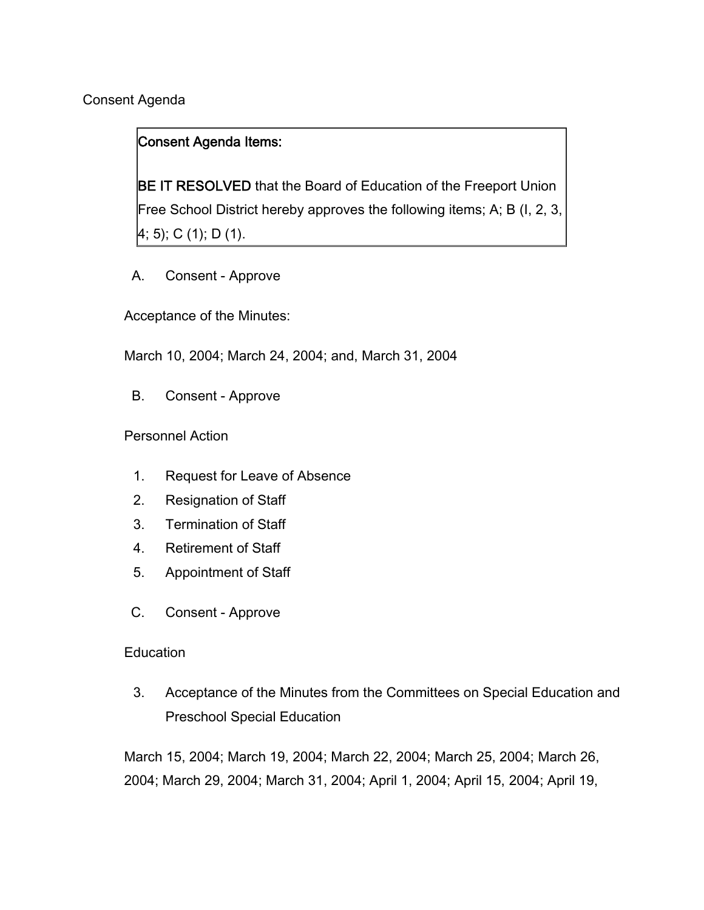Consent Agenda

**Consent Agenda Items:**

**BE IT RESOLVED** that the Board of Education of the Freeport Union Free School District hereby approves the following items; A; B (I, 2, 3, 4; 5); C (1); D (1).

A. Consent - Approve

Acceptance of the Minutes:

March 10, 2004; March 24, 2004; and, March 31, 2004

B. Consent - Approve

Personnel Action

1. Request for Leave of Absence
2. Resignation of Staff
3. Termination of Staff
4. Retirement of Staff
5. Appointment of Staff

C. Consent - Approve

Education

3. Acceptance of the Minutes from the Committees on Special Education and Preschool Special Education

March 15, 2004; March 19, 2004; March 22, 2004; March 25, 2004; March 26, 2004; March 29, 2004; March 31, 2004; April 1, 2004; April 15, 2004; April 19,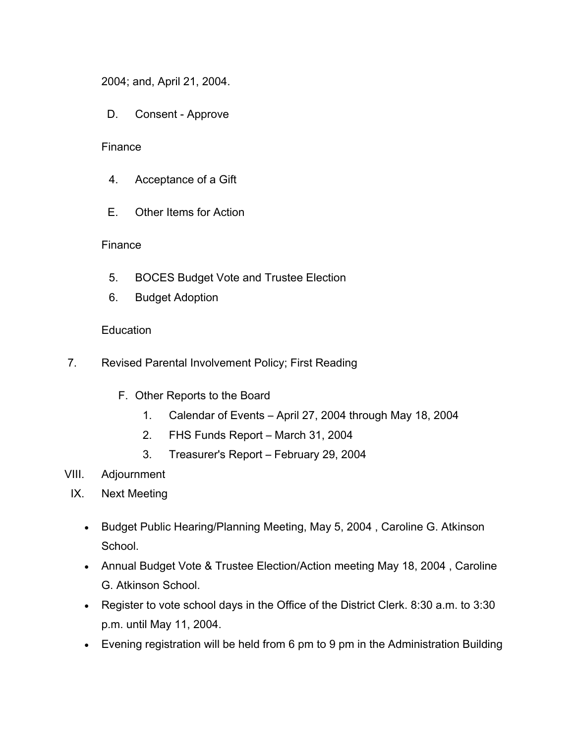2004; and, April 21, 2004.

D. Consent - Approve

Finance

4. Acceptance of a Gift

E. Other Items for Action

Finance

5. BOCES Budget Vote and Trustee Election
6. Budget Adoption

Education

7. Revised Parental Involvement Policy; First Reading

F. Other Reports to the Board

1. Calendar of Events – April 27, 2004 through May 18, 2004
2. FHS Funds Report – March 31, 2004
3. Treasurer's Report – February 29, 2004

VIII. Adjournment

IX. Next Meeting

- Budget Public Hearing/Planning Meeting, May 5, 2004 , Caroline G. Atkinson School.
- Annual Budget Vote & Trustee Election/Action meeting May 18, 2004 , Caroline G. Atkinson School.
- Register to vote school days in the Office of the District Clerk. 8:30 a.m. to 3:30 p.m. until May 11, 2004.
- Evening registration will be held from 6 pm to 9 pm in the Administration Building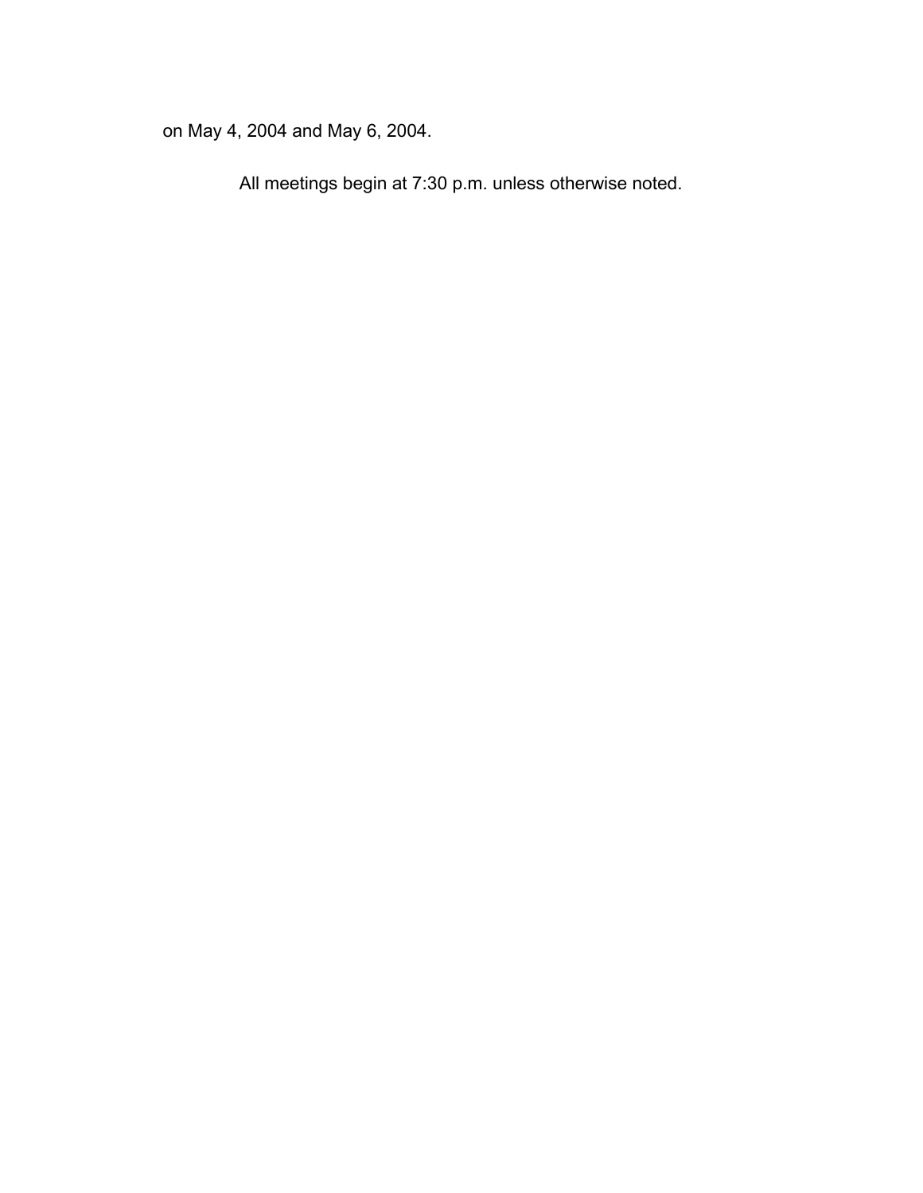on May 4, 2004 and May 6, 2004.

All meetings begin at 7:30 p.m. unless otherwise noted.